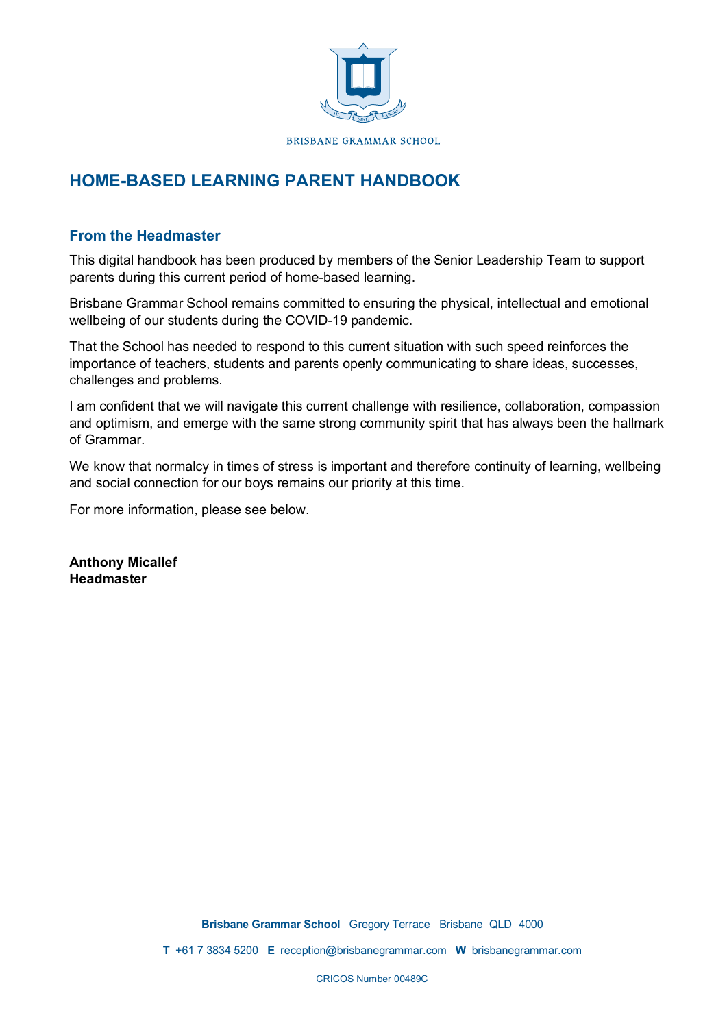BRISBANE GRAMMAR SCHOOL

# HOME-BASED LEARNING PARENT HANDBOOK

## From the Headmaster

This digital handbook has been produced by members of the Senior Leadership Team to support parents during this current period of home-based learning.

Brisbane Grammar School remains committed to ensuring the physical, intellectual and emotional wellbeing of our students during the COVID-19 pandemic.

That the School has needed to respond to this current situation with such speed reinforces the importance of teachers, students and parents openly communicating to share ideas, successes, challenges and problems.

I am confident that we will navigate this current challenge with resilience, collaboration, compassion and optimism, and emerge with the same strong community spirit that has always been the hallmark of Grammar.

We know that normalcy in times of stress is important and therefore continuity of learning, wellbeing and social connection for our boys remains our priority at this time.

For more information, please see below.

**Anthony Micallef**
**Headmaster**

**Brisbane Grammar School** Gregory Terrace Brisbane QLD 4000

**T** +61 7 3834 5200 **E** reception@brisbanegrammar.com **W** brisbanegrammar.com

CRICOS Number 00489C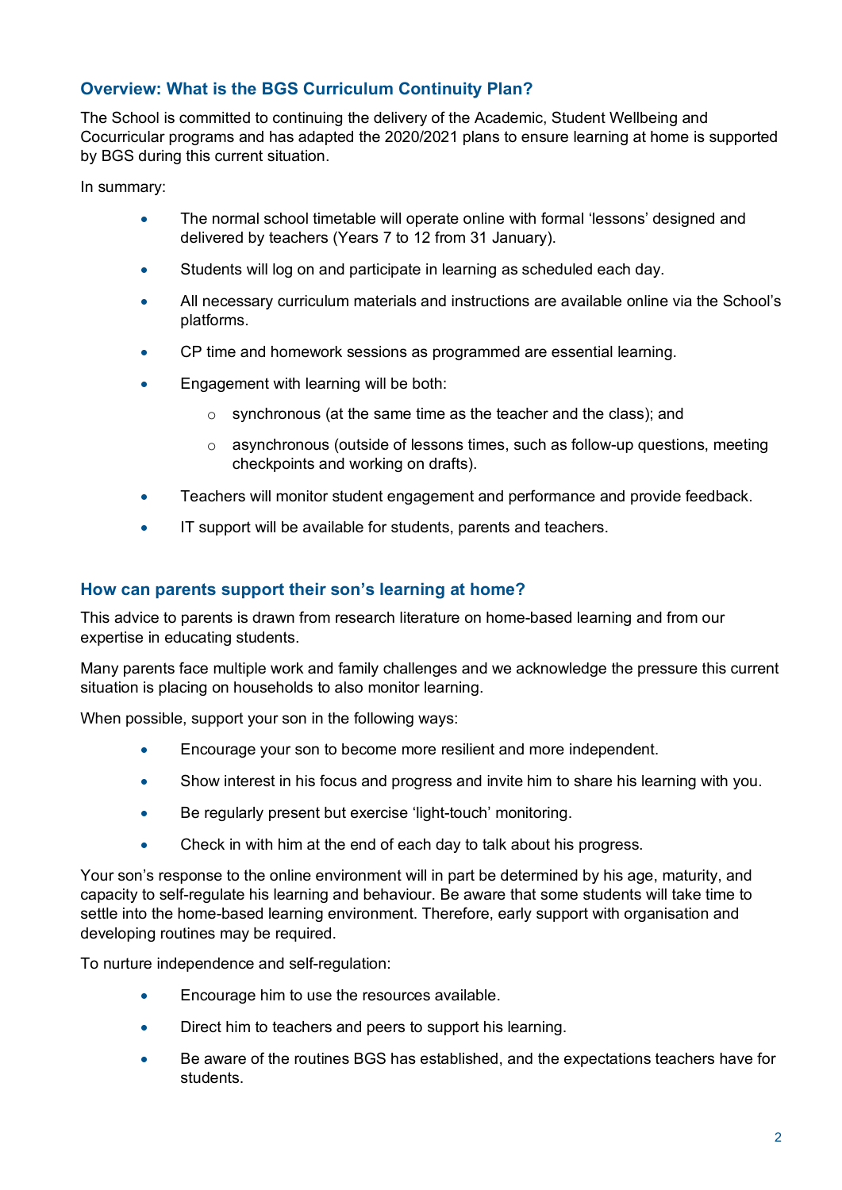## Overview: What is the BGS Curriculum Continuity Plan?

The School is committed to continuing the delivery of the Academic, Student Wellbeing and Cocurricular programs and has adapted the 2020/2021 plans to ensure learning at home is supported by BGS during this current situation.

In summary:

- The normal school timetable will operate online with formal 'lessons' designed and delivered by teachers (Years 7 to 12 from 31 January).
- Students will log on and participate in learning as scheduled each day.
- All necessary curriculum materials and instructions are available online via the School's platforms.
- CP time and homework sessions as programmed are essential learning.
- Engagement with learning will be both:
  - synchronous (at the same time as the teacher and the class); and
  - asynchronous (outside of lessons times, such as follow-up questions, meeting checkpoints and working on drafts).
- Teachers will monitor student engagement and performance and provide feedback.
- IT support will be available for students, parents and teachers.

## How can parents support their son's learning at home?

This advice to parents is drawn from research literature on home-based learning and from our expertise in educating students.

Many parents face multiple work and family challenges and we acknowledge the pressure this current situation is placing on households to also monitor learning.

When possible, support your son in the following ways:

- Encourage your son to become more resilient and more independent.
- Show interest in his focus and progress and invite him to share his learning with you.
- Be regularly present but exercise 'light-touch' monitoring.
- Check in with him at the end of each day to talk about his progress.

Your son's response to the online environment will in part be determined by his age, maturity, and capacity to self-regulate his learning and behaviour. Be aware that some students will take time to settle into the home-based learning environment. Therefore, early support with organisation and developing routines may be required.

To nurture independence and self-regulation:

- Encourage him to use the resources available.
- Direct him to teachers and peers to support his learning.
- Be aware of the routines BGS has established, and the expectations teachers have for students.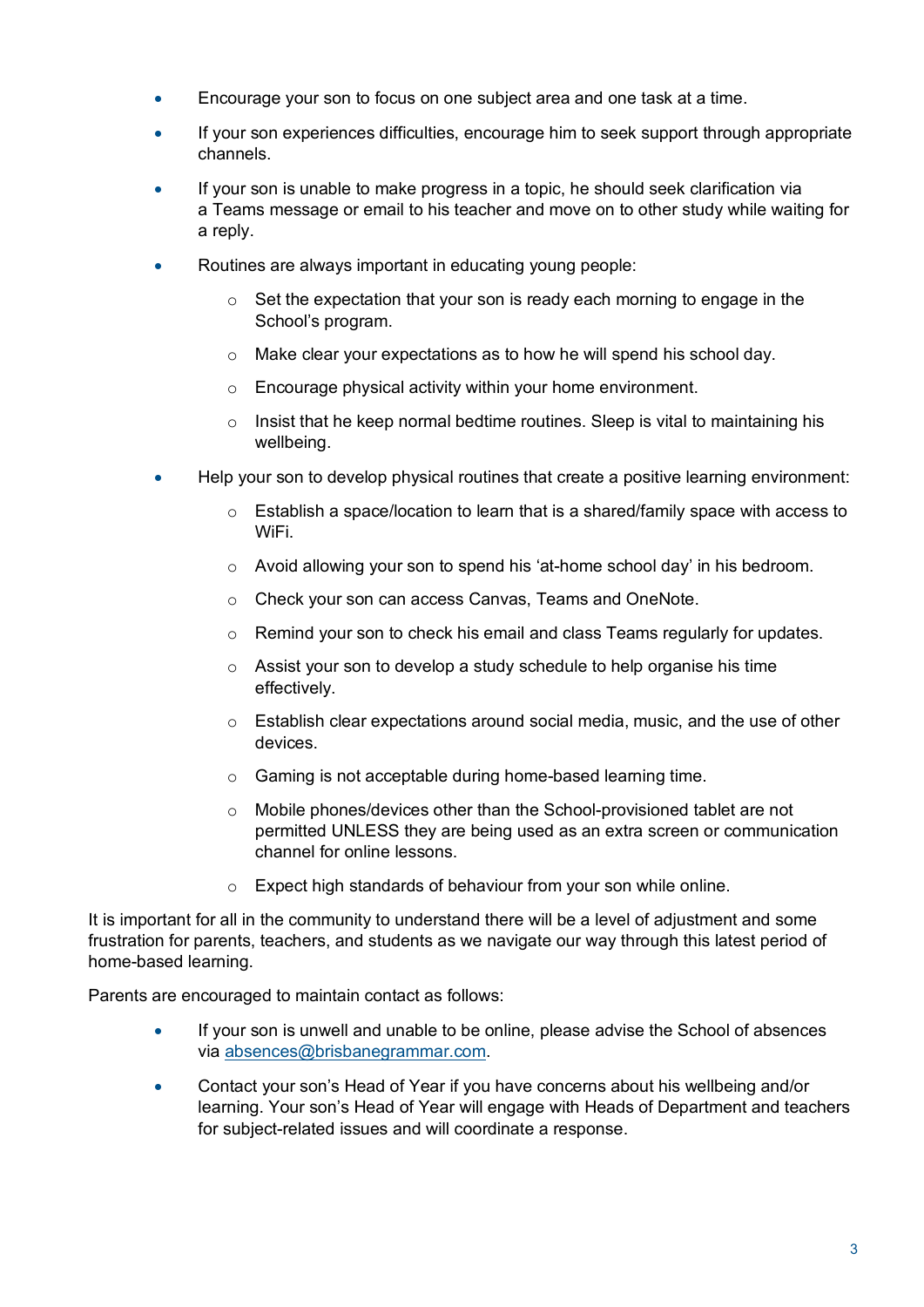- Encourage your son to focus on one subject area and one task at a time.
- If your son experiences difficulties, encourage him to seek support through appropriate channels.
- If your son is unable to make progress in a topic, he should seek clarification via a Teams message or email to his teacher and move on to other study while waiting for a reply.
- Routines are always important in educating young people:
  - Set the expectation that your son is ready each morning to engage in the School's program.
  - Make clear your expectations as to how he will spend his school day.
  - Encourage physical activity within your home environment.
  - Insist that he keep normal bedtime routines. Sleep is vital to maintaining his wellbeing.
- Help your son to develop physical routines that create a positive learning environment:
  - Establish a space/location to learn that is a shared/family space with access to WiFi.
  - Avoid allowing your son to spend his 'at-home school day' in his bedroom.
  - Check your son can access Canvas, Teams and OneNote.
  - Remind your son to check his email and class Teams regularly for updates.
  - Assist your son to develop a study schedule to help organise his time effectively.
  - Establish clear expectations around social media, music, and the use of other devices.
  - Gaming is not acceptable during home-based learning time.
  - Mobile phones/devices other than the School-provisioned tablet are not permitted UNLESS they are being used as an extra screen or communication channel for online lessons.
  - Expect high standards of behaviour from your son while online.

It is important for all in the community to understand there will be a level of adjustment and some frustration for parents, teachers, and students as we navigate our way through this latest period of home-based learning.

Parents are encouraged to maintain contact as follows:

- If your son is unwell and unable to be online, please advise the School of absences via [absences@brisbanegrammar.com](mailto:absences@brisbanegrammar.com).
- Contact your son's Head of Year if you have concerns about his wellbeing and/or learning. Your son's Head of Year will engage with Heads of Department and teachers for subject-related issues and will coordinate a response.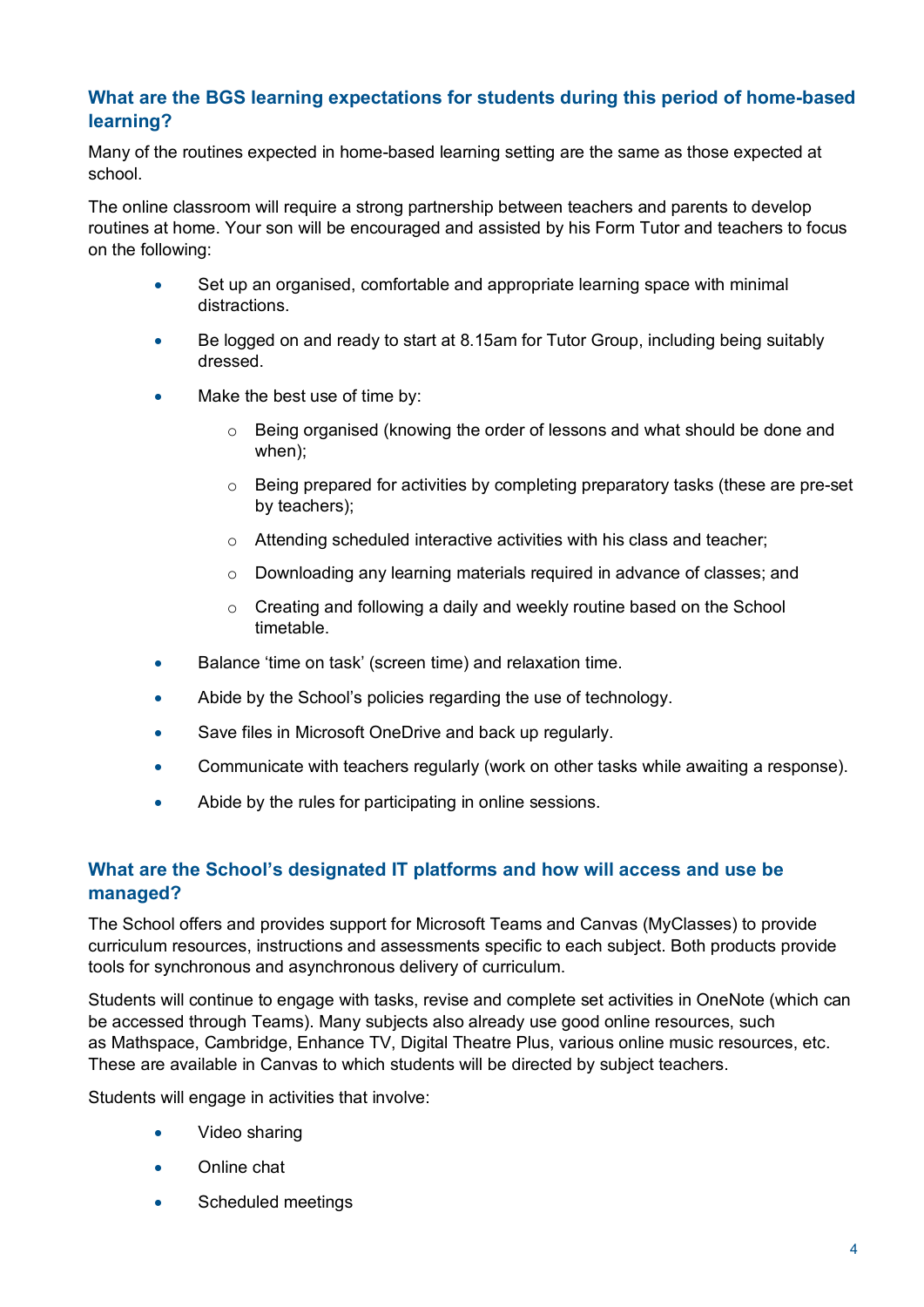## What are the BGS learning expectations for students during this period of home-based learning?

Many of the routines expected in home-based learning setting are the same as those expected at school.

The online classroom will require a strong partnership between teachers and parents to develop routines at home. Your son will be encouraged and assisted by his Form Tutor and teachers to focus on the following:

- Set up an organised, comfortable and appropriate learning space with minimal distractions.
- Be logged on and ready to start at 8.15am for Tutor Group, including being suitably dressed.
- Make the best use of time by:
  - Being organised (knowing the order of lessons and what should be done and when);
  - Being prepared for activities by completing preparatory tasks (these are pre-set by teachers);
  - Attending scheduled interactive activities with his class and teacher;
  - Downloading any learning materials required in advance of classes; and
  - Creating and following a daily and weekly routine based on the School timetable.
- Balance 'time on task' (screen time) and relaxation time.
- Abide by the School's policies regarding the use of technology.
- Save files in Microsoft OneDrive and back up regularly.
- Communicate with teachers regularly (work on other tasks while awaiting a response).
- Abide by the rules for participating in online sessions.

## What are the School's designated IT platforms and how will access and use be managed?

The School offers and provides support for Microsoft Teams and Canvas (MyClasses) to provide curriculum resources, instructions and assessments specific to each subject. Both products provide tools for synchronous and asynchronous delivery of curriculum.

Students will continue to engage with tasks, revise and complete set activities in OneNote (which can be accessed through Teams). Many subjects also already use good online resources, such as Mathspace, Cambridge, Enhance TV, Digital Theatre Plus, various online music resources, etc. These are available in Canvas to which students will be directed by subject teachers.

Students will engage in activities that involve:

- Video sharing
- Online chat
- Scheduled meetings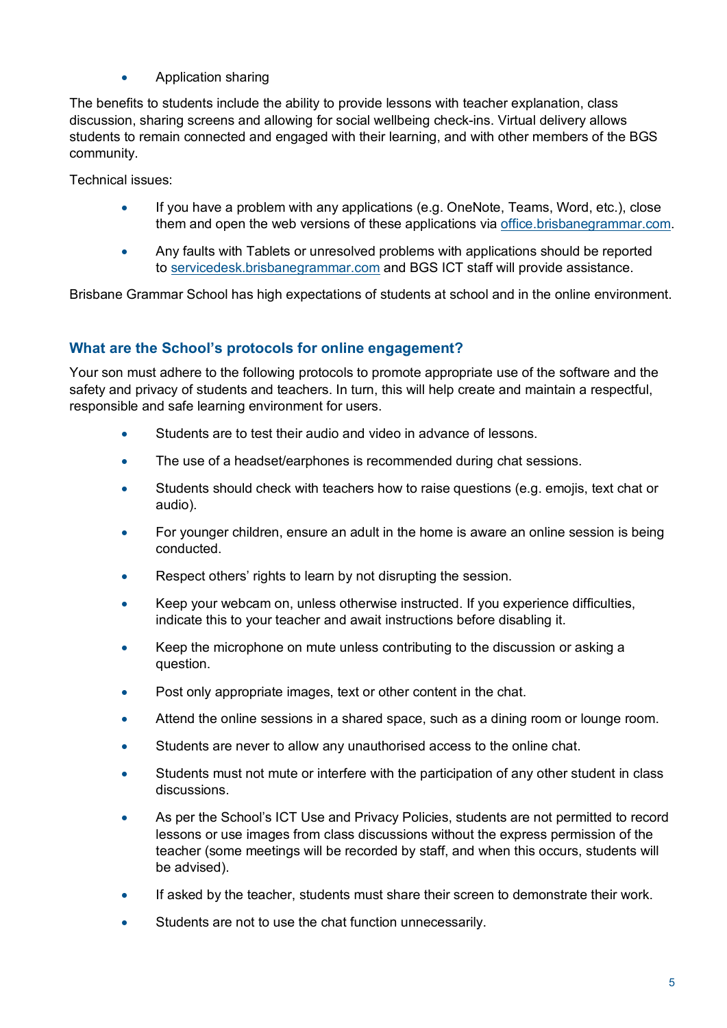- Application sharing

The benefits to students include the ability to provide lessons with teacher explanation, class discussion, sharing screens and allowing for social wellbeing check-ins. Virtual delivery allows students to remain connected and engaged with their learning, and with other members of the BGS community.

Technical issues:

- If you have a problem with any applications (e.g. OneNote, Teams, Word, etc.), close them and open the web versions of these applications via [office.brisbanegrammar.com](office.brisbanegrammar.com).
- Any faults with Tablets or unresolved problems with applications should be reported to [servicedesk.brisbanegrammar.com](servicedesk.brisbanegrammar.com) and BGS ICT staff will provide assistance.

Brisbane Grammar School has high expectations of students at school and in the online environment.

### What are the School's protocols for online engagement?

Your son must adhere to the following protocols to promote appropriate use of the software and the safety and privacy of students and teachers. In turn, this will help create and maintain a respectful, responsible and safe learning environment for users.

- Students are to test their audio and video in advance of lessons.
- The use of a headset/earphones is recommended during chat sessions.
- Students should check with teachers how to raise questions (e.g. emojis, text chat or audio).
- For younger children, ensure an adult in the home is aware an online session is being conducted.
- Respect others' rights to learn by not disrupting the session.
- Keep your webcam on, unless otherwise instructed. If you experience difficulties, indicate this to your teacher and await instructions before disabling it.
- Keep the microphone on mute unless contributing to the discussion or asking a question.
- Post only appropriate images, text or other content in the chat.
- Attend the online sessions in a shared space, such as a dining room or lounge room.
- Students are never to allow any unauthorised access to the online chat.
- Students must not mute or interfere with the participation of any other student in class discussions.
- As per the School's ICT Use and Privacy Policies, students are not permitted to record lessons or use images from class discussions without the express permission of the teacher (some meetings will be recorded by staff, and when this occurs, students will be advised).
- If asked by the teacher, students must share their screen to demonstrate their work.
- Students are not to use the chat function unnecessarily.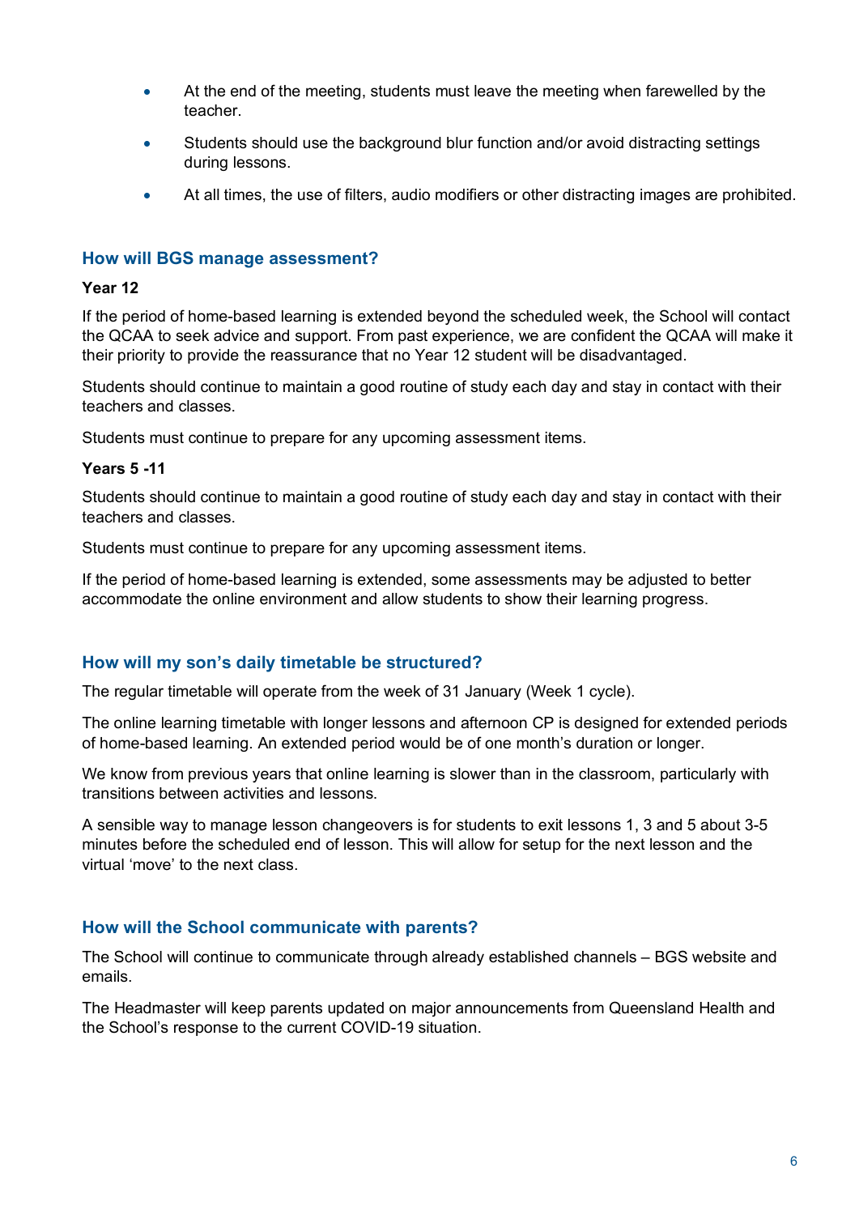- At the end of the meeting, students must leave the meeting when farewelled by the teacher.
- Students should use the background blur function and/or avoid distracting settings during lessons.
- At all times, the use of filters, audio modifiers or other distracting images are prohibited.

## How will BGS manage assessment?

**Year 12**

If the period of home-based learning is extended beyond the scheduled week, the School will contact the QCAA to seek advice and support. From past experience, we are confident the QCAA will make it their priority to provide the reassurance that no Year 12 student will be disadvantaged.

Students should continue to maintain a good routine of study each day and stay in contact with their teachers and classes.

Students must continue to prepare for any upcoming assessment items.

**Years 5 -11**

Students should continue to maintain a good routine of study each day and stay in contact with their teachers and classes.

Students must continue to prepare for any upcoming assessment items.

If the period of home-based learning is extended, some assessments may be adjusted to better accommodate the online environment and allow students to show their learning progress.

## How will my son's daily timetable be structured?

The regular timetable will operate from the week of 31 January (Week 1 cycle).

The online learning timetable with longer lessons and afternoon CP is designed for extended periods of home-based learning. An extended period would be of one month's duration or longer.

We know from previous years that online learning is slower than in the classroom, particularly with transitions between activities and lessons.

A sensible way to manage lesson changeovers is for students to exit lessons 1, 3 and 5 about 3-5 minutes before the scheduled end of lesson. This will allow for setup for the next lesson and the virtual 'move' to the next class.

## How will the School communicate with parents?

The School will continue to communicate through already established channels – BGS website and emails.

The Headmaster will keep parents updated on major announcements from Queensland Health and the School's response to the current COVID-19 situation.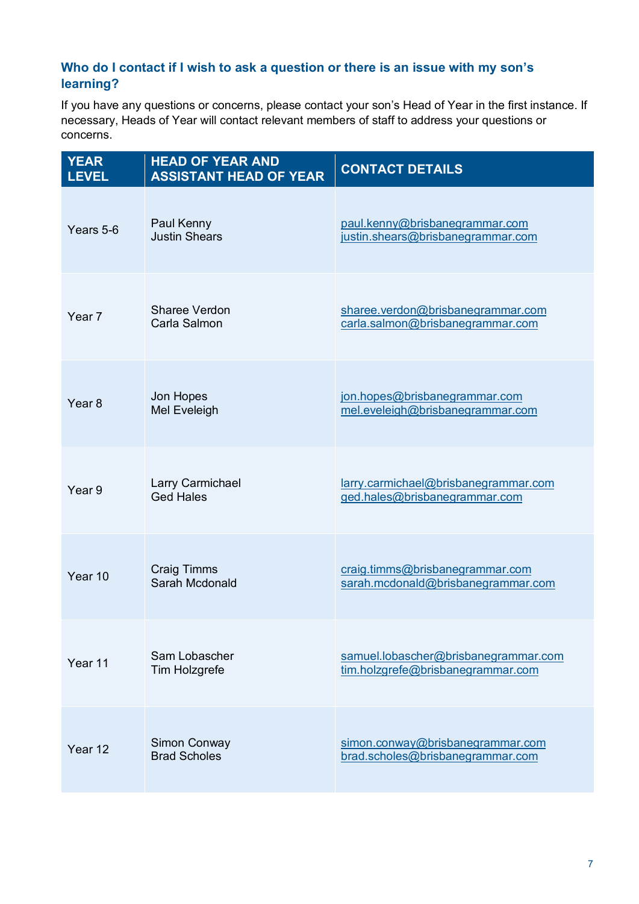### Who do I contact if I wish to ask a question or there is an issue with my son's learning?

If you have any questions or concerns, please contact your son's Head of Year in the first instance. If necessary, Heads of Year will contact relevant members of staff to address your questions or concerns.

| YEAR LEVEL | HEAD OF YEAR AND ASSISTANT HEAD OF YEAR | CONTACT DETAILS |
|---|---|---|
| Years 5-6 | Paul Kenny<br>Justin Shears | paul.kenny@brisbanegrammar.com<br>justin.shears@brisbanegrammar.com |
| Year 7 | Sharee Verdon<br>Carla Salmon | sharee.verdon@brisbanegrammar.com<br>carla.salmon@brisbanegrammar.com |
| Year 8 | Jon Hopes<br>Mel Eveleigh | jon.hopes@brisbanegrammar.com<br>mel.eveleigh@brisbanegrammar.com |
| Year 9 | Larry Carmichael<br>Ged Hales | larry.carmichael@brisbanegrammar.com<br>ged.hales@brisbanegrammar.com |
| Year 10 | Craig Timms<br>Sarah Mcdonald | craig.timms@brisbanegrammar.com<br>sarah.mcdonald@brisbanegrammar.com |
| Year 11 | Sam Lobascher<br>Tim Holzgrefe | samuel.lobascher@brisbanegrammar.com<br>tim.holzgrefe@brisbanegrammar.com |
| Year 12 | Simon Conway<br>Brad Scholes | simon.conway@brisbanegrammar.com<br>brad.scholes@brisbanegrammar.com |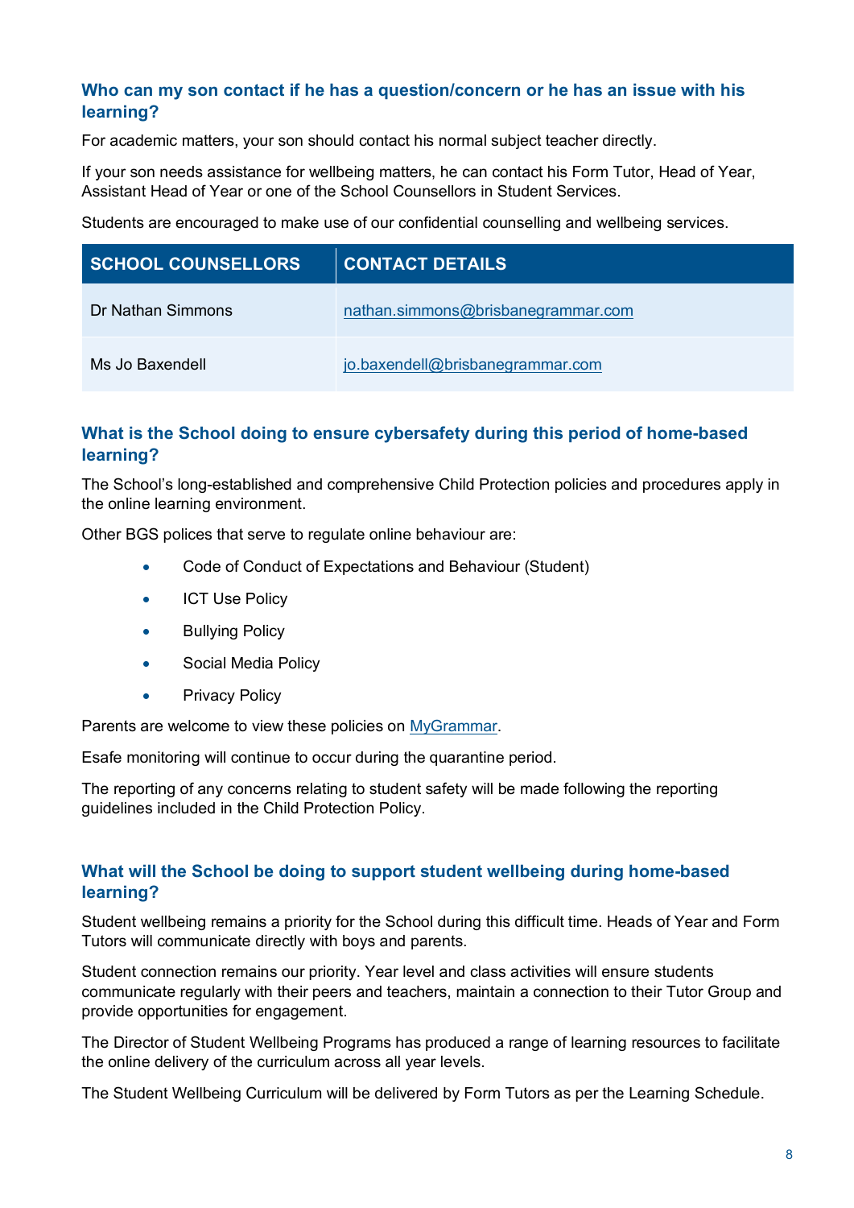### Who can my son contact if he has a question/concern or he has an issue with his learning?

For academic matters, your son should contact his normal subject teacher directly.

If your son needs assistance for wellbeing matters, he can contact his Form Tutor, Head of Year, Assistant Head of Year or one of the School Counsellors in Student Services.

Students are encouraged to make use of our confidential counselling and wellbeing services.

| SCHOOL COUNSELLORS | CONTACT DETAILS |
| --- | --- |
| Dr Nathan Simmons | nathan.simmons@brisbanegrammar.com |
| Ms Jo Baxendell | jo.baxendell@brisbanegrammar.com |

### What is the School doing to ensure cybersafety during this period of home-based learning?

The School's long-established and comprehensive Child Protection policies and procedures apply in the online learning environment.

Other BGS polices that serve to regulate online behaviour are:

- Code of Conduct of Expectations and Behaviour (Student)
- ICT Use Policy
- Bullying Policy
- Social Media Policy
- Privacy Policy

Parents are welcome to view these policies on MyGrammar.

Esafe monitoring will continue to occur during the quarantine period.

The reporting of any concerns relating to student safety will be made following the reporting guidelines included in the Child Protection Policy.

### What will the School be doing to support student wellbeing during home-based learning?

Student wellbeing remains a priority for the School during this difficult time. Heads of Year and Form Tutors will communicate directly with boys and parents.

Student connection remains our priority. Year level and class activities will ensure students communicate regularly with their peers and teachers, maintain a connection to their Tutor Group and provide opportunities for engagement.

The Director of Student Wellbeing Programs has produced a range of learning resources to facilitate the online delivery of the curriculum across all year levels.

The Student Wellbeing Curriculum will be delivered by Form Tutors as per the Learning Schedule.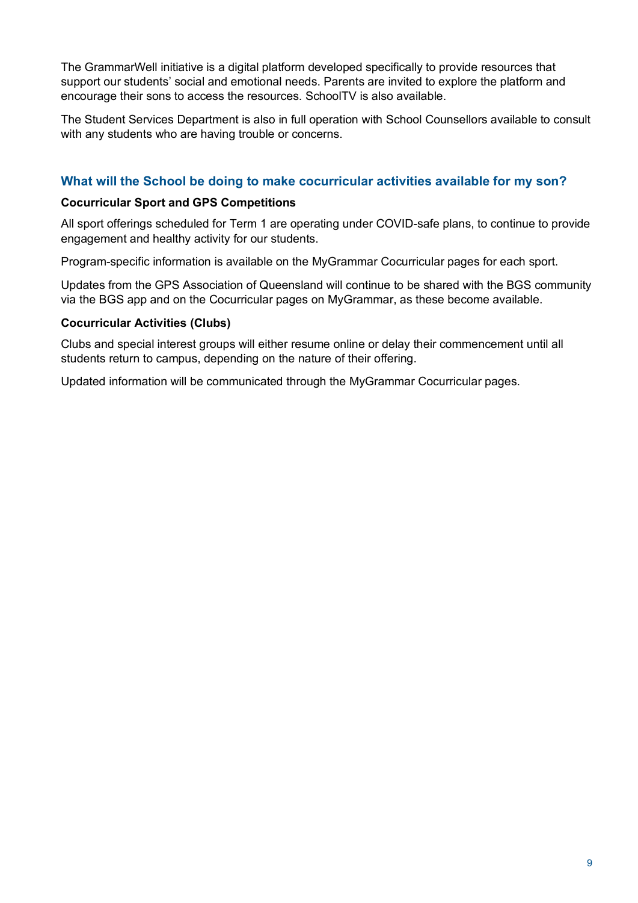The GrammarWell initiative is a digital platform developed specifically to provide resources that support our students' social and emotional needs. Parents are invited to explore the platform and encourage their sons to access the resources. SchoolTV is also available.

The Student Services Department is also in full operation with School Counsellors available to consult with any students who are having trouble or concerns.

## What will the School be doing to make cocurricular activities available for my son?

**Cocurricular Sport and GPS Competitions**

All sport offerings scheduled for Term 1 are operating under COVID-safe plans, to continue to provide engagement and healthy activity for our students.

Program-specific information is available on the MyGrammar Cocurricular pages for each sport.

Updates from the GPS Association of Queensland will continue to be shared with the BGS community via the BGS app and on the Cocurricular pages on MyGrammar, as these become available.

**Cocurricular Activities (Clubs)**

Clubs and special interest groups will either resume online or delay their commencement until all students return to campus, depending on the nature of their offering.

Updated information will be communicated through the MyGrammar Cocurricular pages.